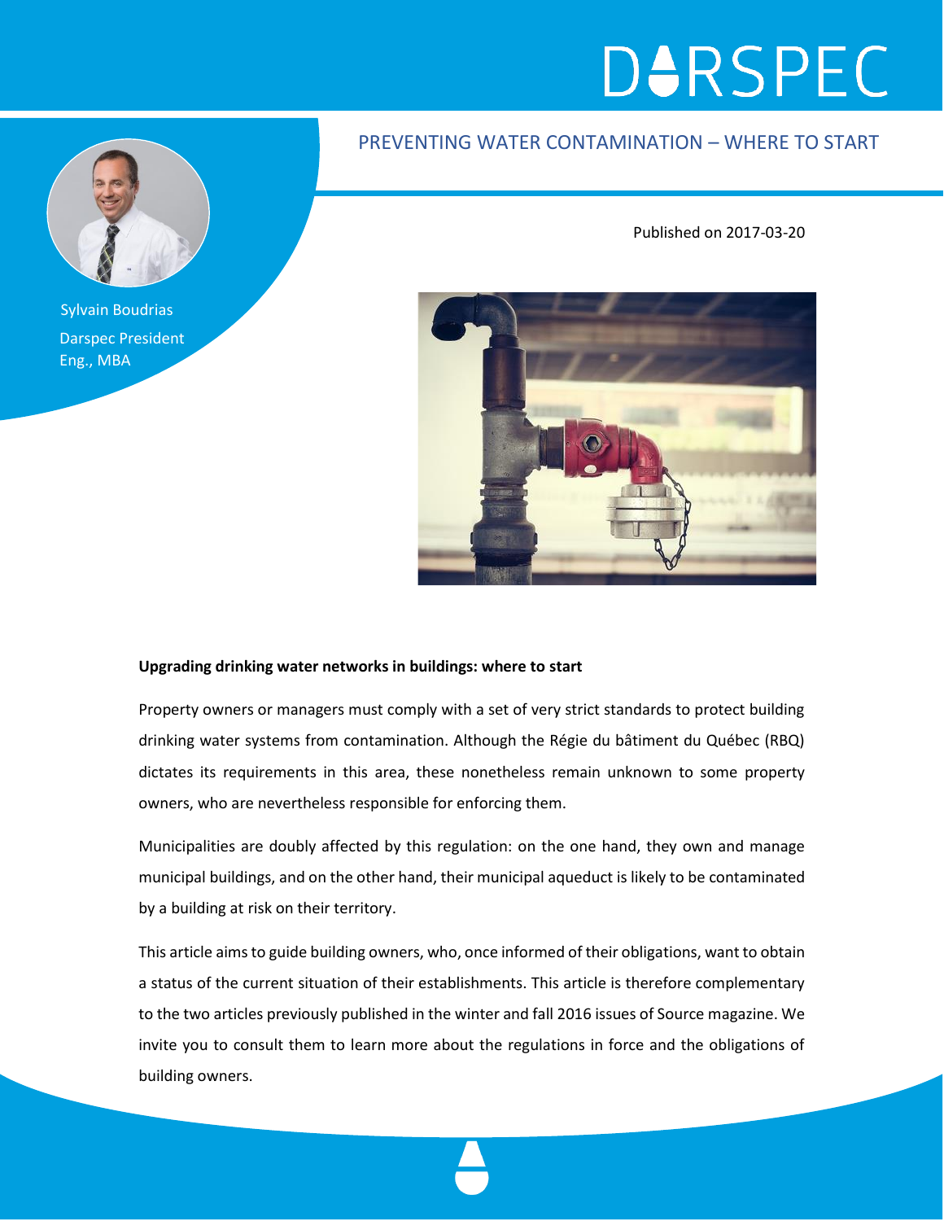# PREVENTING WATER CONTAMINATION – WHERE TO START

Sylvain Boudrias
Darspec President
Eng., MBA

Published on 2017-03-20

**Upgrading drinking water networks in buildings: where to start**

Property owners or managers must comply with a set of very strict standards to protect building drinking water systems from contamination. Although the Régie du bâtiment du Québec (RBQ) dictates its requirements in this area, these nonetheless remain unknown to some property owners, who are nevertheless responsible for enforcing them.

Municipalities are doubly affected by this regulation: on the one hand, they own and manage municipal buildings, and on the other hand, their municipal aqueduct is likely to be contaminated by a building at risk on their territory.

This article aims to guide building owners, who, once informed of their obligations, want to obtain a status of the current situation of their establishments. This article is therefore complementary to the two articles previously published in the winter and fall 2016 issues of Source magazine. We invite you to consult them to learn more about the regulations in force and the obligations of building owners.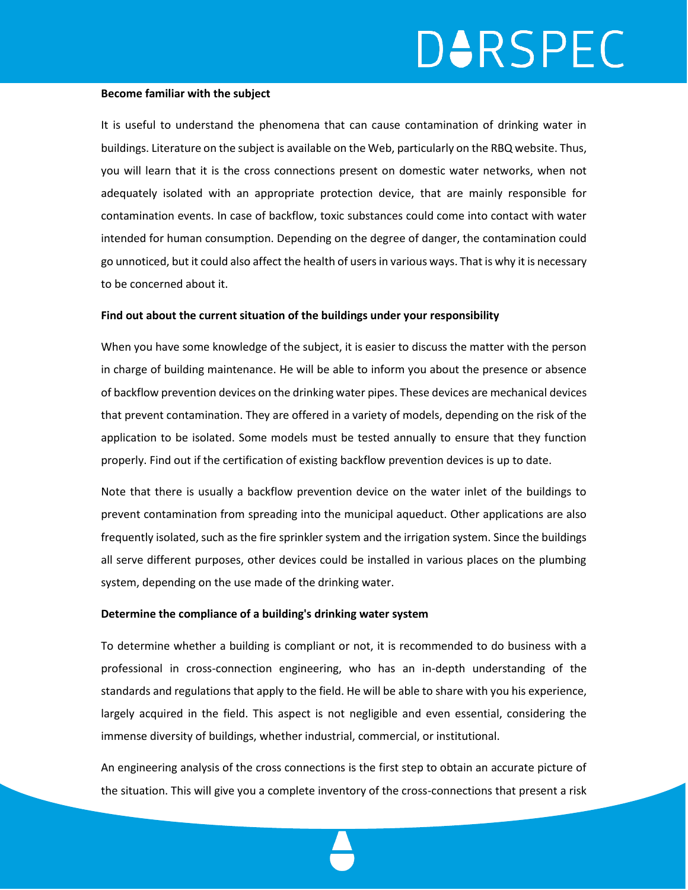**Become familiar with the subject**

It is useful to understand the phenomena that can cause contamination of drinking water in buildings. Literature on the subject is available on the Web, particularly on the RBQ website. Thus, you will learn that it is the cross connections present on domestic water networks, when not adequately isolated with an appropriate protection device, that are mainly responsible for contamination events. In case of backflow, toxic substances could come into contact with water intended for human consumption. Depending on the degree of danger, the contamination could go unnoticed, but it could also affect the health of users in various ways. That is why it is necessary to be concerned about it.

**Find out about the current situation of the buildings under your responsibility**

When you have some knowledge of the subject, it is easier to discuss the matter with the person in charge of building maintenance. He will be able to inform you about the presence or absence of backflow prevention devices on the drinking water pipes. These devices are mechanical devices that prevent contamination. They are offered in a variety of models, depending on the risk of the application to be isolated. Some models must be tested annually to ensure that they function properly. Find out if the certification of existing backflow prevention devices is up to date.

Note that there is usually a backflow prevention device on the water inlet of the buildings to prevent contamination from spreading into the municipal aqueduct. Other applications are also frequently isolated, such as the fire sprinkler system and the irrigation system. Since the buildings all serve different purposes, other devices could be installed in various places on the plumbing system, depending on the use made of the drinking water.

**Determine the compliance of a building's drinking water system**

To determine whether a building is compliant or not, it is recommended to do business with a professional in cross-connection engineering, who has an in-depth understanding of the standards and regulations that apply to the field. He will be able to share with you his experience, largely acquired in the field. This aspect is not negligible and even essential, considering the immense diversity of buildings, whether industrial, commercial, or institutional.

An engineering analysis of the cross connections is the first step to obtain an accurate picture of the situation. This will give you a complete inventory of the cross-connections that present a risk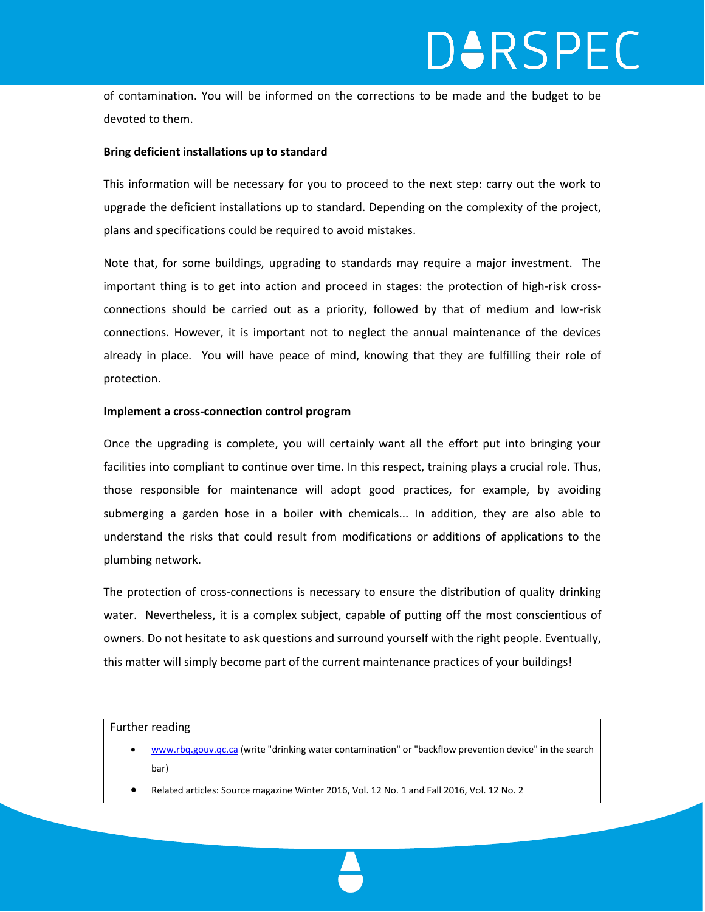of contamination. You will be informed on the corrections to be made and the budget to be devoted to them.

**Bring deficient installations up to standard**

This information will be necessary for you to proceed to the next step: carry out the work to upgrade the deficient installations up to standard. Depending on the complexity of the project, plans and specifications could be required to avoid mistakes.

Note that, for some buildings, upgrading to standards may require a major investment. The important thing is to get into action and proceed in stages: the protection of high-risk cross-connections should be carried out as a priority, followed by that of medium and low-risk connections. However, it is important not to neglect the annual maintenance of the devices already in place. You will have peace of mind, knowing that they are fulfilling their role of protection.

**Implement a cross-connection control program**

Once the upgrading is complete, you will certainly want all the effort put into bringing your facilities into compliant to continue over time. In this respect, training plays a crucial role. Thus, those responsible for maintenance will adopt good practices, for example, by avoiding submerging a garden hose in a boiler with chemicals... In addition, they are also able to understand the risks that could result from modifications or additions of applications to the plumbing network.

The protection of cross-connections is necessary to ensure the distribution of quality drinking water. Nevertheless, it is a complex subject, capable of putting off the most conscientious of owners. Do not hesitate to ask questions and surround yourself with the right people. Eventually, this matter will simply become part of the current maintenance practices of your buildings!

Further reading

- www.rbq.gouv.qc.ca (write "drinking water contamination" or "backflow prevention device" in the search bar)
- Related articles: Source magazine Winter 2016, Vol. 12 No. 1 and Fall 2016, Vol. 12 No. 2